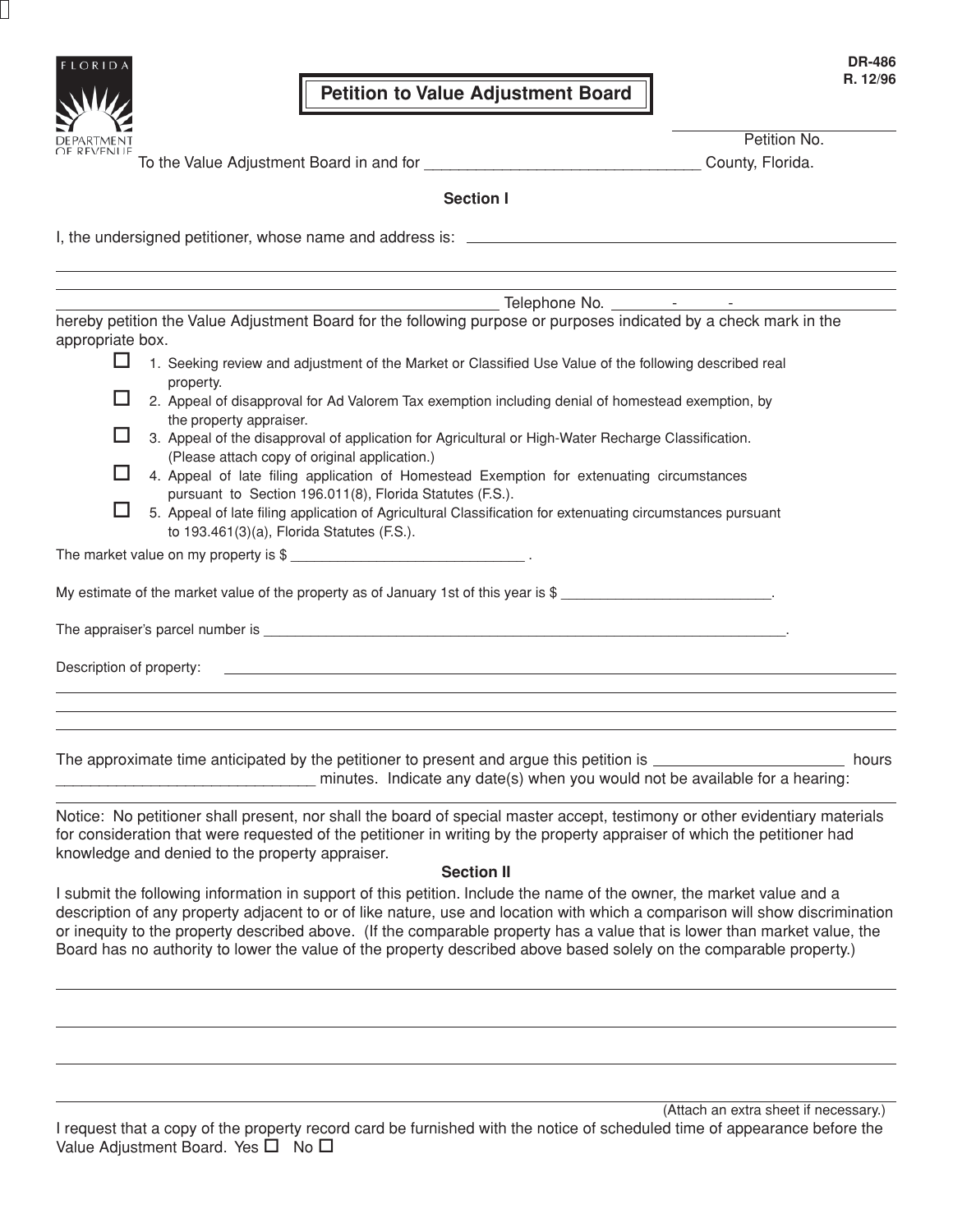FLORIDA DEPARTMENT OF REVENUE

DR-486
R. 12/96

# Petition to Value Adjustment Board

Petition No. ________________

To the Value Adjustment Board in and for ________________________________ County, Florida.

## Section I

I, the undersigned petitioner, whose name and address is: ________________________________________________

________________________________________________________________________________

________________________________________________ Telephone No. _______-______-__________

hereby petition the Value Adjustment Board for the following purpose or purposes indicated by a check mark in the appropriate box.

- ☐ 1. Seeking review and adjustment of the Market or Classified Use Value of the following described real property.
- ☐ 2. Appeal of disapproval for Ad Valorem Tax exemption including denial of homestead exemption, by the property appraiser.
- ☐ 3. Appeal of the disapproval of application for Agricultural or High-Water Recharge Classification. (Please attach copy of original application.)
- ☐ 4. Appeal of late filing application of Homestead Exemption for extenuating circumstances pursuant to Section 196.011(8), Florida Statutes (F.S.).
- ☐ 5. Appeal of late filing application of Agricultural Classification for extenuating circumstances pursuant to 193.461(3)(a), Florida Statutes (F.S.).

The market value on my property is $ ______________________________ .

My estimate of the market value of the property as of January 1st of this year is $ ____________________________.

The appraiser's parcel number is ________________________________________________________________________.

Description of property: ________________________________________________________________________

________________________________________________________________________________

________________________________________________________________________________

________________________________________________________________________________

The approximate time anticipated by the petitioner to present and argue this petition is ______________________ hours ______________________________ minutes. Indicate any date(s) when you would not be available for a hearing:

________________________________________________________________________________

Notice: No petitioner shall present, nor shall the board of special master accept, testimony or other evidentiary materials for consideration that were requested of the petitioner in writing by the property appraiser of which the petitioner had knowledge and denied to the property appraiser.

## Section II

I submit the following information in support of this petition. Include the name of the owner, the market value and a description of any property adjacent to or of like nature, use and location with which a comparison will show discrimination or inequity to the property described above. (If the comparable property has a value that is lower than market value, the Board has no authority to lower the value of the property described above based solely on the comparable property.)

________________________________________________________________________________

________________________________________________________________________________

________________________________________________________________________________

________________________________________________________________________________

(Attach an extra sheet if necessary.)

I request that a copy of the property record card be furnished with the notice of scheduled time of appearance before the Value Adjustment Board. Yes ☐ No ☐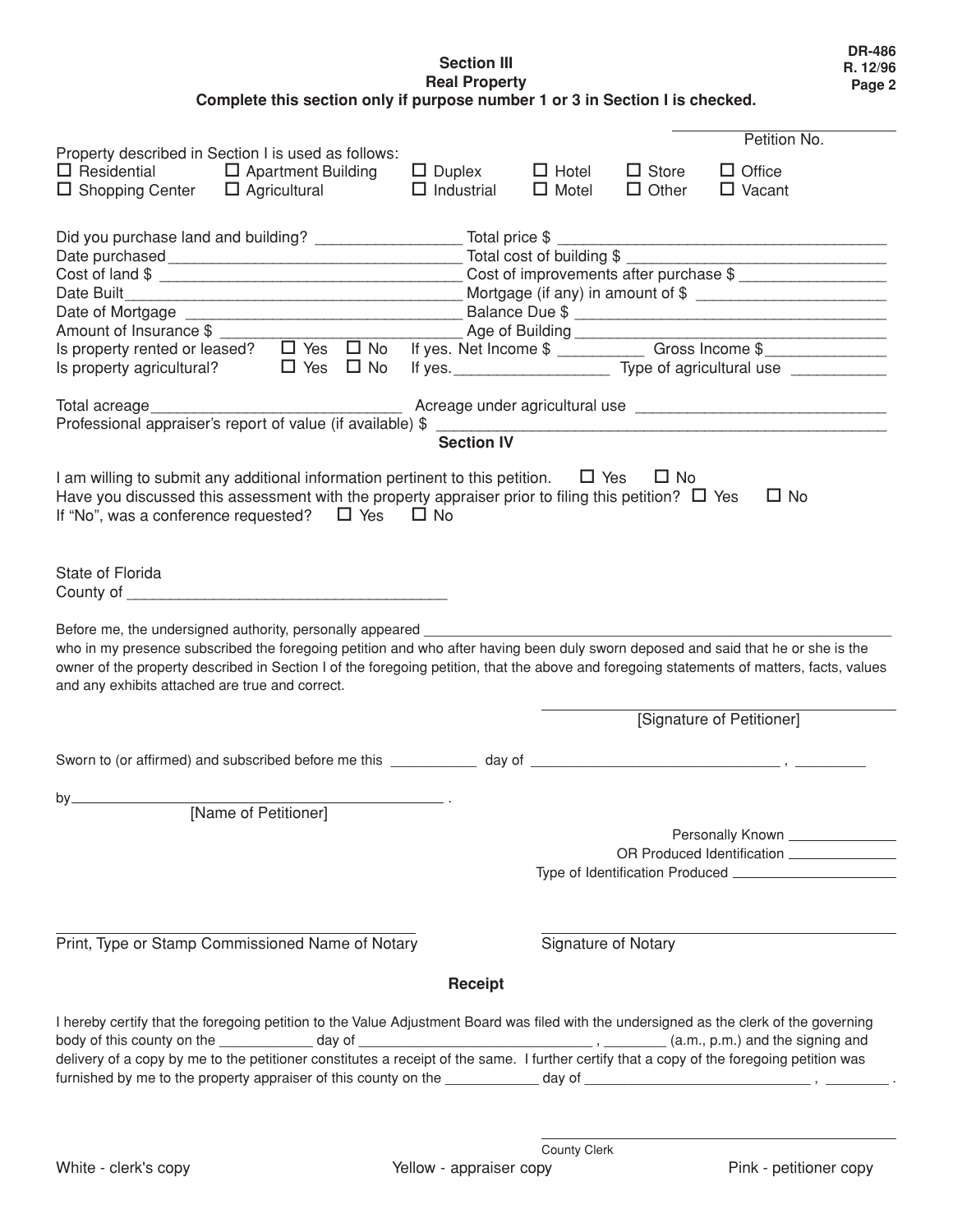DR-486
R. 12/96

## Section III
## Real Property

**Complete this section only if purpose number 1 or 3 in Section I is checked.**

_______________ Petition No.

Property described in Section I is used as follows:

☐ Residential ☐ Apartment Building ☐ Duplex ☐ Hotel ☐ Store ☐ Office
☐ Shopping Center ☐ Agricultural ☐ Industrial ☐ Motel ☐ Other ☐ Vacant

Did you purchase land and building? _______________ Total price $ _______________

Date purchased _______________ Total cost of building $ _______________

Cost of land $ _______________ Cost of improvements after purchase $ _______________

Date Built _______________ Mortgage (if any) in amount of $ _______________

Date of Mortgage _______________ Balance Due $ _______________

Amount of Insurance $ _______________ Age of Building _______________

Is property rented or leased? ☐ Yes ☐ No If yes. Net Income $ __________ Gross Income $ _______________

Is property agricultural? ☐ Yes ☐ No If yes. _______________ Type of agricultural use __________

Total acreage _______________ Acreage under agricultural use _______________

Professional appraiser's report of value (if available) $ _______________

## Section IV

I am willing to submit any additional information pertinent to this petition. ☐ Yes ☐ No

Have you discussed this assessment with the property appraiser prior to filing this petition? ☐ Yes ☐ No

If "No", was a conference requested? ☐ Yes ☐ No

State of Florida
County of _______________

Before me, the undersigned authority, personally appeared _______________ who in my presence subscribed the foregoing petition and who after having been duly sworn deposed and said that he or she is the owner of the property described in Section I of the foregoing petition, that the above and foregoing statements of matters, facts, values and any exhibits attached are true and correct.

_______________
[Signature of Petitioner]

Sworn to (or affirmed) and subscribed before me this __________ day of _______________ , __________

by _______________ .
[Name of Petitioner]

Personally Known _______________
OR Produced Identification _______________
Type of Identification Produced _______________

_______________
Print, Type or Stamp Commissioned Name of Notary

_______________
Signature of Notary

## Receipt

I hereby certify that the foregoing petition to the Value Adjustment Board was filed with the undersigned as the clerk of the governing body of this county on the __________ day of _______________ , __________ (a.m., p.m.) and the signing and delivery of a copy by me to the petitioner constitutes a receipt of the same. I further certify that a copy of the foregoing petition was furnished by me to the property appraiser of this county on the __________ day of _______________ , __________ .

_______________
County Clerk

White - clerk's copy     Yellow - appraiser copy     Pink - petitioner copy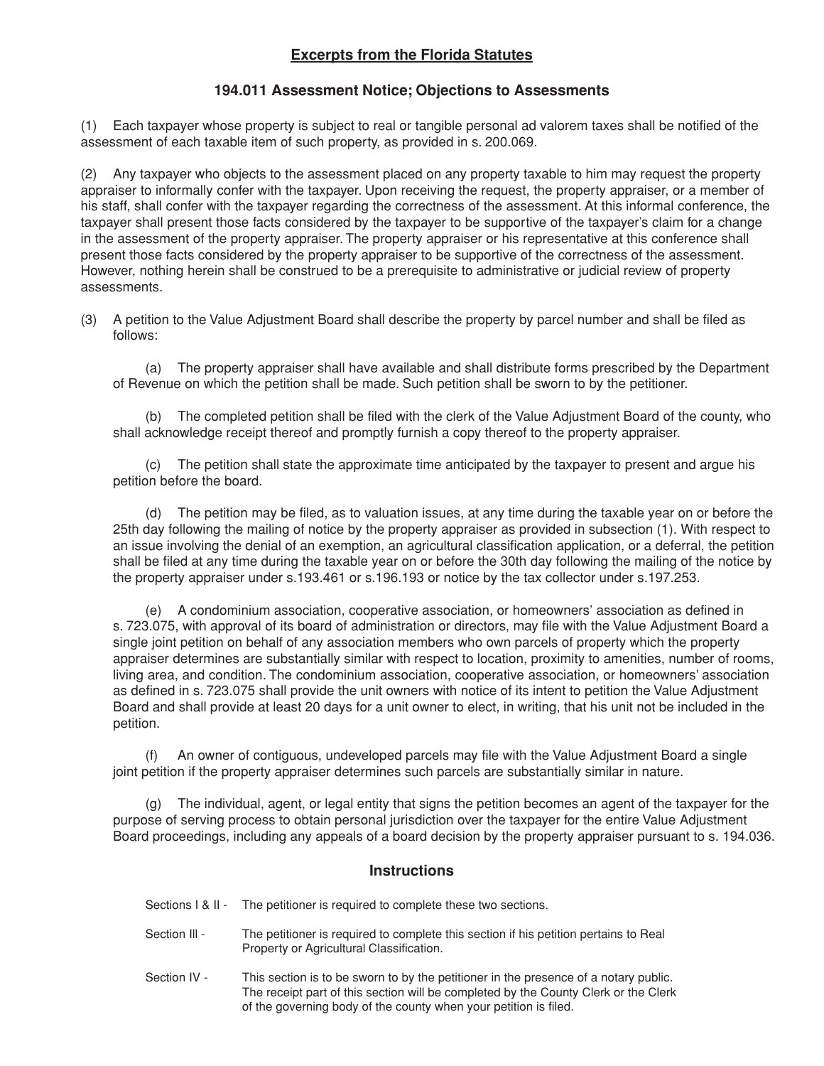## Excerpts from the Florida Statutes

### 194.011 Assessment Notice; Objections to Assessments

(1) Each taxpayer whose property is subject to real or tangible personal ad valorem taxes shall be notified of the assessment of each taxable item of such property, as provided in s. 200.069.

(2) Any taxpayer who objects to the assessment placed on any property taxable to him may request the property appraiser to informally confer with the taxpayer. Upon receiving the request, the property appraiser, or a member of his staff, shall confer with the taxpayer regarding the correctness of the assessment. At this informal conference, the taxpayer shall present those facts considered by the taxpayer to be supportive of the taxpayer's claim for a change in the assessment of the property appraiser. The property appraiser or his representative at this conference shall present those facts considered by the property appraiser to be supportive of the correctness of the assessment. However, nothing herein shall be construed to be a prerequisite to administrative or judicial review of property assessments.

(3) A petition to the Value Adjustment Board shall describe the property by parcel number and shall be filed as follows:

(a) The property appraiser shall have available and shall distribute forms prescribed by the Department of Revenue on which the petition shall be made. Such petition shall be sworn to by the petitioner.

(b) The completed petition shall be filed with the clerk of the Value Adjustment Board of the county, who shall acknowledge receipt thereof and promptly furnish a copy thereof to the property appraiser.

(c) The petition shall state the approximate time anticipated by the taxpayer to present and argue his petition before the board.

(d) The petition may be filed, as to valuation issues, at any time during the taxable year on or before the 25th day following the mailing of notice by the property appraiser as provided in subsection (1). With respect to an issue involving the denial of an exemption, an agricultural classification application, or a deferral, the petition shall be filed at any time during the taxable year on or before the 30th day following the mailing of the notice by the property appraiser under s.193.461 or s.196.193 or notice by the tax collector under s.197.253.

(e) A condominium association, cooperative association, or homeowners' association as defined in s. 723.075, with approval of its board of administration or directors, may file with the Value Adjustment Board a single joint petition on behalf of any association members who own parcels of property which the property appraiser determines are substantially similar with respect to location, proximity to amenities, number of rooms, living area, and condition. The condominium association, cooperative association, or homeowners' association as defined in s. 723.075 shall provide the unit owners with notice of its intent to petition the Value Adjustment Board and shall provide at least 20 days for a unit owner to elect, in writing, that his unit not be included in the petition.

(f) An owner of contiguous, undeveloped parcels may file with the Value Adjustment Board a single joint petition if the property appraiser determines such parcels are substantially similar in nature.

(g) The individual, agent, or legal entity that signs the petition becomes an agent of the taxpayer for the purpose of serving process to obtain personal jurisdiction over the taxpayer for the entire Value Adjustment Board proceedings, including any appeals of a board decision by the property appraiser pursuant to s. 194.036.

### Instructions

Sections I & II - The petitioner is required to complete these two sections.

Section III - The petitioner is required to complete this section if his petition pertains to Real Property or Agricultural Classification.

Section IV - This section is to be sworn to by the petitioner in the presence of a notary public. The receipt part of this section will be completed by the County Clerk or the Clerk of the governing body of the county when your petition is filed.